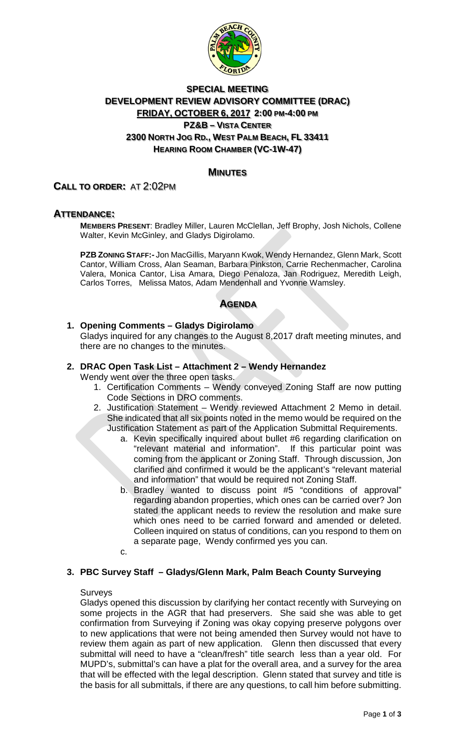# SPECIAL MEETING
# DEVELOPMENT REVIEW ADVISORY COMMITTEE (DRAC)
## FRIDAY, OCTOBER 6, 2017 2:00 PM-4:00 PM
### PZ&B – VISTA CENTER
### 2300 NORTH JOG RD., WEST PALM BEACH, FL 33411
### HEARING ROOM CHAMBER (VC-1W-47)

## MINUTES

## CALL TO ORDER: AT 2:02PM

## ATTENDANCE:

**MEMBERS PRESENT**: Bradley Miller, Lauren McClellan, Jeff Brophy, Josh Nichols, Collene Walter, Kevin McGinley, and Gladys Digirolamo.

**PZB ZONING STAFF:-** Jon MacGillis, Maryann Kwok, Wendy Hernandez, Glenn Mark, Scott Cantor, William Cross, Alan Seaman, Barbara Pinkston, Carrie Rechenmacher, Carolina Valera, Monica Cantor, Lisa Amara, Diego Penaloza, Jan Rodriguez, Meredith Leigh, Carlos Torres, Melissa Matos, Adam Mendenhall and Yvonne Wamsley.

## AGENDA

**1. Opening Comments – Gladys Digirolamo**

Gladys inquired for any changes to the August 8,2017 draft meeting minutes, and there are no changes to the minutes.

**2. DRAC Open Task List – Attachment 2 – Wendy Hernandez**

Wendy went over the three open tasks.

1. Certification Comments – Wendy conveyed Zoning Staff are now putting Code Sections in DRO comments.
2. Justification Statement – Wendy reviewed Attachment 2 Memo in detail. She indicated that all six points noted in the memo would be required on the Justification Statement as part of the Application Submittal Requirements.
   a. Kevin specifically inquired about bullet #6 regarding clarification on "relevant material and information". If this particular point was coming from the applicant or Zoning Staff. Through discussion, Jon clarified and confirmed it would be the applicant's "relevant material and information" that would be required not Zoning Staff.
   b. Bradley wanted to discuss point #5 "conditions of approval" regarding abandon properties, which ones can be carried over? Jon stated the applicant needs to review the resolution and make sure which ones need to be carried forward and amended or deleted. Colleen inquired on status of conditions, can you respond to them on a separate page, Wendy confirmed yes you can.
   c.

**3. PBC Survey Staff – Gladys/Glenn Mark, Palm Beach County Surveying**

Surveys

Gladys opened this discussion by clarifying her contact recently with Surveying on some projects in the AGR that had preservers. She said she was able to get confirmation from Surveying if Zoning was okay copying preserve polygons over to new applications that were not being amended then Survey would not have to review them again as part of new application. Glenn then discussed that every submittal will need to have a "clean/fresh" title search less than a year old. For MUPD's, submittal's can have a plat for the overall area, and a survey for the area that will be effected with the legal description. Glenn stated that survey and title is the basis for all submittals, if there are any questions, to call him before submitting.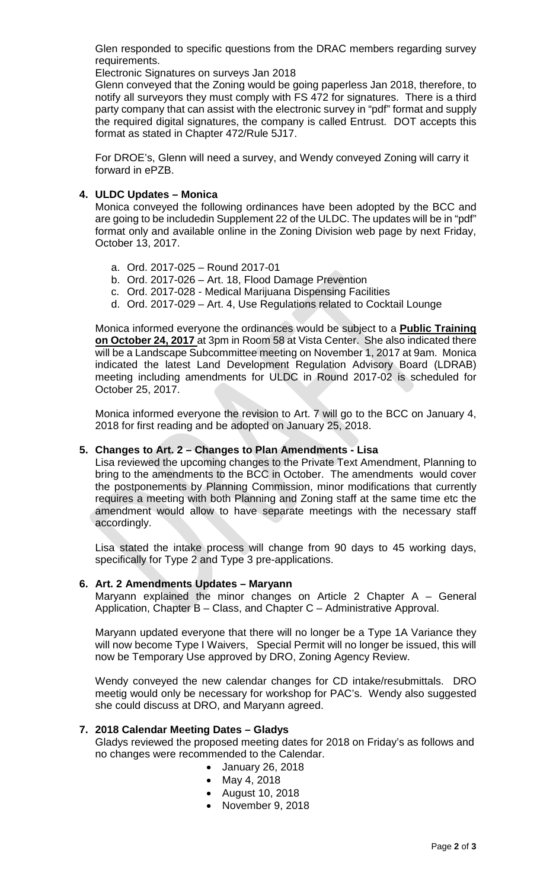Glen responded to specific questions from the DRAC members regarding survey requirements.

Electronic Signatures on surveys Jan 2018

Glenn conveyed that the Zoning would be going paperless Jan 2018, therefore, to notify all surveyors they must comply with FS 472 for signatures. There is a third party company that can assist with the electronic survey in "pdf" format and supply the required digital signatures, the company is called Entrust. DOT accepts this format as stated in Chapter 472/Rule 5J17.

For DROE's, Glenn will need a survey, and Wendy conveyed Zoning will carry it forward in ePZB.

**4. ULDC Updates – Monica**

Monica conveyed the following ordinances have been adopted by the BCC and are going to be includedin Supplement 22 of the ULDC. The updates will be in "pdf" format only and available online in the Zoning Division web page by next Friday, October 13, 2017.

a. Ord. 2017-025 – Round 2017-01
b. Ord. 2017-026 – Art. 18, Flood Damage Prevention
c. Ord. 2017-028 - Medical Marijuana Dispensing Facilities
d. Ord. 2017-029 – Art. 4, Use Regulations related to Cocktail Lounge

Monica informed everyone the ordinances would be subject to a **Public Training on October 24, 2017** at 3pm in Room 58 at Vista Center. She also indicated there will be a Landscape Subcommittee meeting on November 1, 2017 at 9am. Monica indicated the latest Land Development Regulation Advisory Board (LDRAB) meeting including amendments for ULDC in Round 2017-02 is scheduled for October 25, 2017.

Monica informed everyone the revision to Art. 7 will go to the BCC on January 4, 2018 for first reading and be adopted on January 25, 2018.

**5. Changes to Art. 2 – Changes to Plan Amendments - Lisa**

Lisa reviewed the upcoming changes to the Private Text Amendment, Planning to bring to the amendments to the BCC in October. The amendments would cover the postponements by Planning Commission, minor modifications that currently requires a meeting with both Planning and Zoning staff at the same time etc the amendment would allow to have separate meetings with the necessary staff accordingly.

Lisa stated the intake process will change from 90 days to 45 working days, specifically for Type 2 and Type 3 pre-applications.

**6. Art. 2 Amendments Updates – Maryann**

Maryann explained the minor changes on Article 2 Chapter A – General Application, Chapter B – Class, and Chapter C – Administrative Approval.

Maryann updated everyone that there will no longer be a Type 1A Variance they will now become Type I Waivers, Special Permit will no longer be issued, this will now be Temporary Use approved by DRO, Zoning Agency Review.

Wendy conveyed the new calendar changes for CD intake/resubmittals. DRO meetig would only be necessary for workshop for PAC's. Wendy also suggested she could discuss at DRO, and Maryann agreed.

**7. 2018 Calendar Meeting Dates – Gladys**

Gladys reviewed the proposed meeting dates for 2018 on Friday's as follows and no changes were recommended to the Calendar.

- January 26, 2018
- May 4, 2018
- August 10, 2018
- November 9, 2018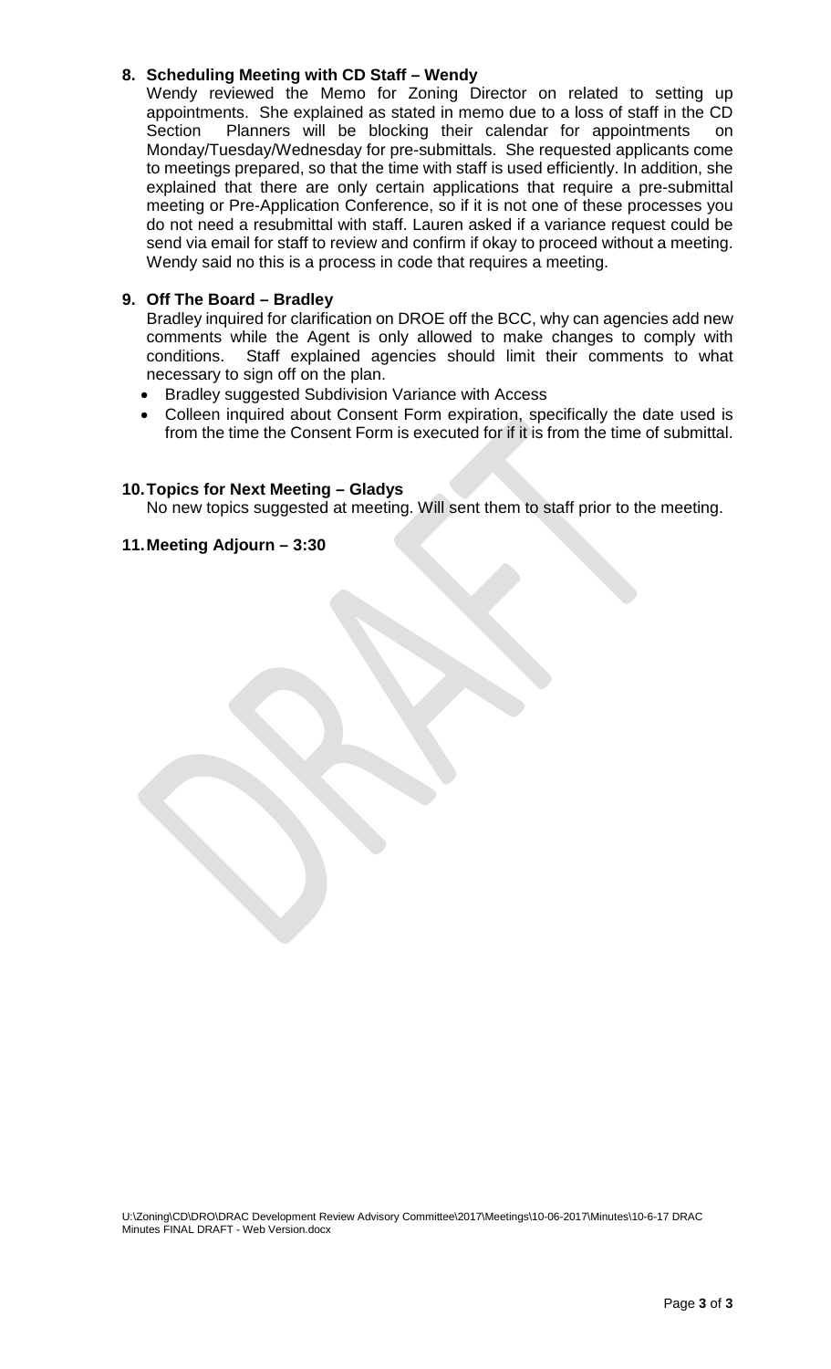**8. Scheduling Meeting with CD Staff – Wendy**

Wendy reviewed the Memo for Zoning Director on related to setting up appointments. She explained as stated in memo due to a loss of staff in the CD Section Planners will be blocking their calendar for appointments on Monday/Tuesday/Wednesday for pre-submittals. She requested applicants come to meetings prepared, so that the time with staff is used efficiently. In addition, she explained that there are only certain applications that require a pre-submittal meeting or Pre-Application Conference, so if it is not one of these processes you do not need a resubmittal with staff. Lauren asked if a variance request could be send via email for staff to review and confirm if okay to proceed without a meeting. Wendy said no this is a process in code that requires a meeting.

**9. Off The Board – Bradley**

Bradley inquired for clarification on DROE off the BCC, why can agencies add new comments while the Agent is only allowed to make changes to comply with conditions. Staff explained agencies should limit their comments to what necessary to sign off on the plan.

- Bradley suggested Subdivision Variance with Access
- Colleen inquired about Consent Form expiration, specifically the date used is from the time the Consent Form is executed for if it is from the time of submittal.

**10. Topics for Next Meeting – Gladys**

No new topics suggested at meeting. Will sent them to staff prior to the meeting.

**11. Meeting Adjourn – 3:30**

U:\Zoning\CD\DRO\DRAC Development Review Advisory Committee\2017\Meetings\10-06-2017\Minutes\10-6-17 DRAC Minutes FINAL DRAFT - Web Version.docx